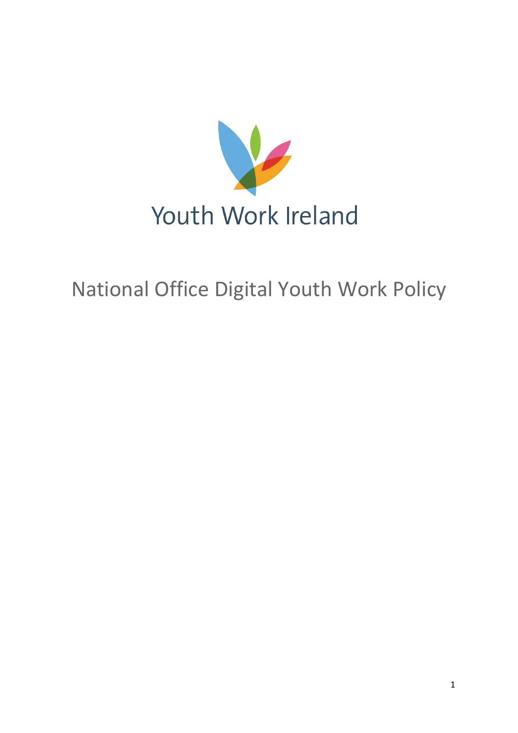Youth Work Ireland

# National Office Digital Youth Work Policy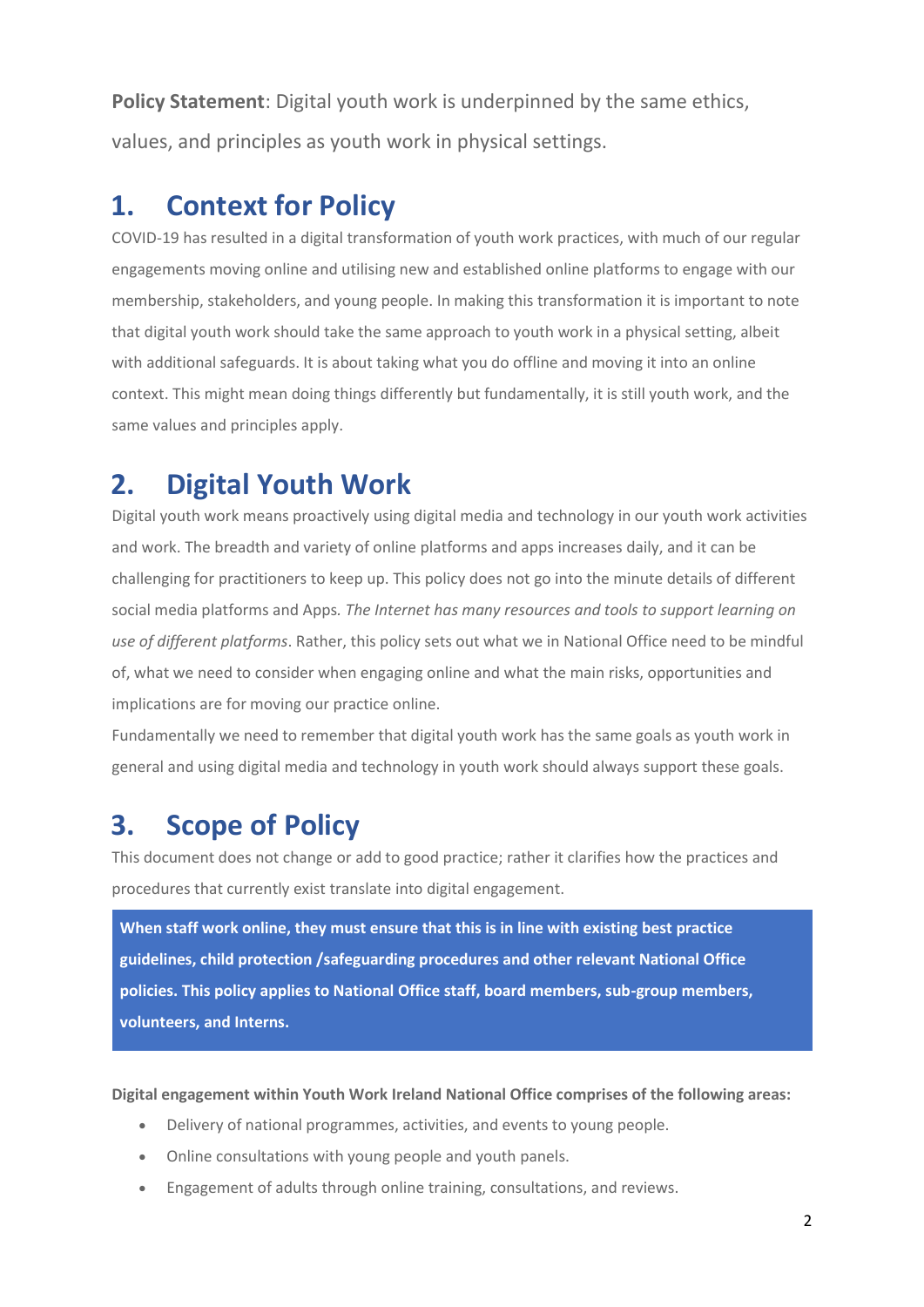**Policy Statement**: Digital youth work is underpinned by the same ethics, values, and principles as youth work in physical settings.

# 1. Context for Policy

COVID-19 has resulted in a digital transformation of youth work practices, with much of our regular engagements moving online and utilising new and established online platforms to engage with our membership, stakeholders, and young people. In making this transformation it is important to note that digital youth work should take the same approach to youth work in a physical setting, albeit with additional safeguards. It is about taking what you do offline and moving it into an online context. This might mean doing things differently but fundamentally, it is still youth work, and the same values and principles apply.

# 2. Digital Youth Work

Digital youth work means proactively using digital media and technology in our youth work activities and work. The breadth and variety of online platforms and apps increases daily, and it can be challenging for practitioners to keep up. This policy does not go into the minute details of different social media platforms and Apps. *The Internet has many resources and tools to support learning on use of different platforms*. Rather, this policy sets out what we in National Office need to be mindful of, what we need to consider when engaging online and what the main risks, opportunities and implications are for moving our practice online.

Fundamentally we need to remember that digital youth work has the same goals as youth work in general and using digital media and technology in youth work should always support these goals.

# 3. Scope of Policy

This document does not change or add to good practice; rather it clarifies how the practices and procedures that currently exist translate into digital engagement.

**When staff work online, they must ensure that this is in line with existing best practice guidelines, child protection /safeguarding procedures and other relevant National Office policies. This policy applies to National Office staff, board members, sub-group members, volunteers, and Interns.**

**Digital engagement within Youth Work Ireland National Office comprises of the following areas:**

- Delivery of national programmes, activities, and events to young people.
- Online consultations with young people and youth panels.
- Engagement of adults through online training, consultations, and reviews.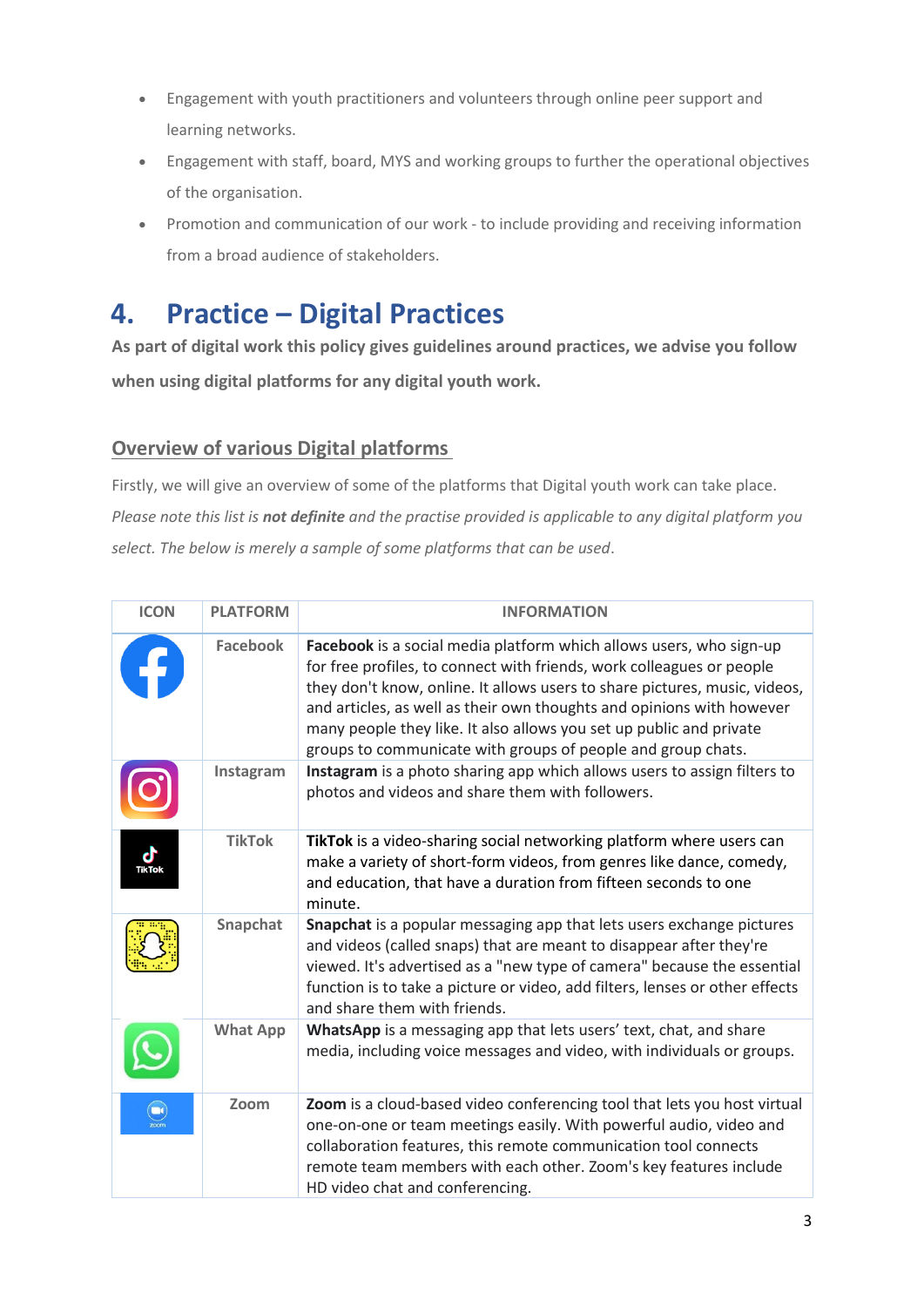- Engagement with youth practitioners and volunteers through online peer support and learning networks.
- Engagement with staff, board, MYS and working groups to further the operational objectives of the organisation.
- Promotion and communication of our work - to include providing and receiving information from a broad audience of stakeholders.

# 4. Practice – Digital Practices

**As part of digital work this policy gives guidelines around practices, we advise you follow when using digital platforms for any digital youth work.**

## Overview of various Digital platforms

Firstly, we will give an overview of some of the platforms that Digital youth work can take place. *Please note this list is **not definite** and the practise provided is applicable to any digital platform you select. The below is merely a sample of some platforms that can be used*.

| ICON | PLATFORM | INFORMATION |
|---|---|---|
| | Facebook | **Facebook** is a social media platform which allows users, who sign-up for free profiles, to connect with friends, work colleagues or people they don't know, online. It allows users to share pictures, music, videos, and articles, as well as their own thoughts and opinions with however many people they like. It also allows you set up public and private groups to communicate with groups of people and group chats. |
| | Instagram | **Instagram** is a photo sharing app which allows users to assign filters to photos and videos and share them with followers. |
| | TikTok | **TikTok** is a video-sharing social networking platform where users can make a variety of short-form videos, from genres like dance, comedy, and education, that have a duration from fifteen seconds to one minute. |
| | Snapchat | **Snapchat** is a popular messaging app that lets users exchange pictures and videos (called snaps) that are meant to disappear after they're viewed. It's advertised as a "new type of camera" because the essential function is to take a picture or video, add filters, lenses or other effects and share them with friends. |
| | What App | **WhatsApp** is a messaging app that lets users' text, chat, and share media, including voice messages and video, with individuals or groups. |
| | Zoom | **Zoom** is a cloud-based video conferencing tool that lets you host virtual one-on-one or team meetings easily. With powerful audio, video and collaboration features, this remote communication tool connects remote team members with each other. Zoom's key features include HD video chat and conferencing. |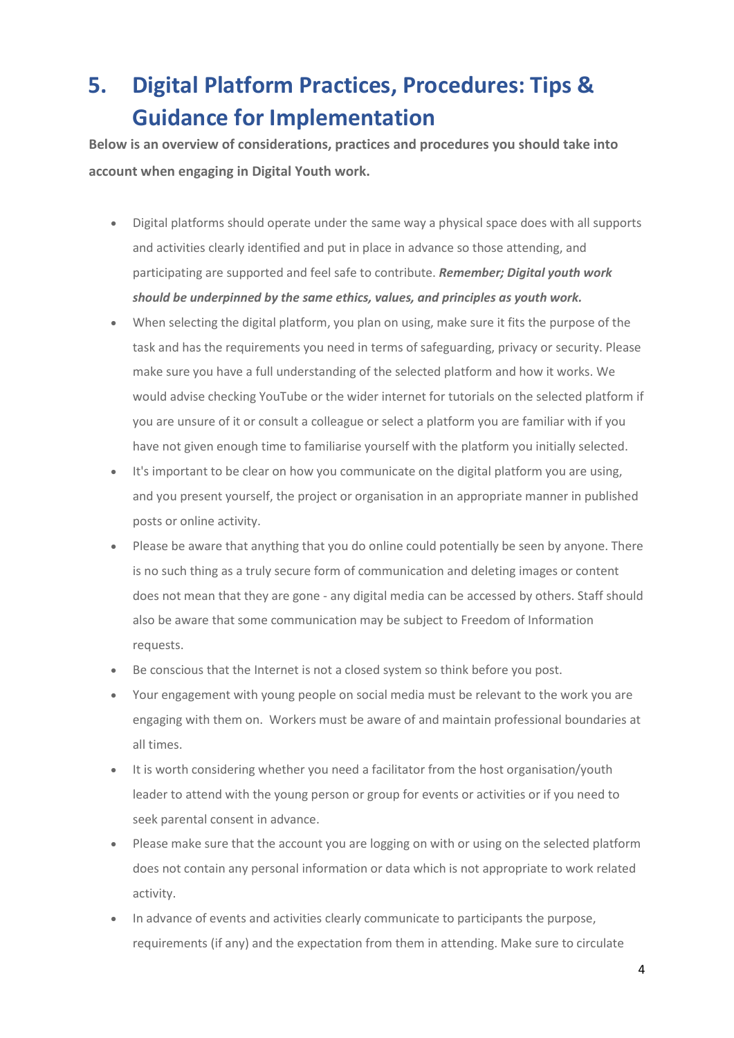# 5. Digital Platform Practices, Procedures: Tips & Guidance for Implementation

**Below is an overview of considerations, practices and procedures you should take into account when engaging in Digital Youth work.**

- Digital platforms should operate under the same way a physical space does with all supports and activities clearly identified and put in place in advance so those attending, and participating are supported and feel safe to contribute. ***Remember; Digital youth work should be underpinned by the same ethics, values, and principles as youth work.***
- When selecting the digital platform, you plan on using, make sure it fits the purpose of the task and has the requirements you need in terms of safeguarding, privacy or security. Please make sure you have a full understanding of the selected platform and how it works. We would advise checking YouTube or the wider internet for tutorials on the selected platform if you are unsure of it or consult a colleague or select a platform you are familiar with if you have not given enough time to familiarise yourself with the platform you initially selected.
- It's important to be clear on how you communicate on the digital platform you are using, and you present yourself, the project or organisation in an appropriate manner in published posts or online activity.
- Please be aware that anything that you do online could potentially be seen by anyone. There is no such thing as a truly secure form of communication and deleting images or content does not mean that they are gone - any digital media can be accessed by others. Staff should also be aware that some communication may be subject to Freedom of Information requests.
- Be conscious that the Internet is not a closed system so think before you post.
- Your engagement with young people on social media must be relevant to the work you are engaging with them on. Workers must be aware of and maintain professional boundaries at all times.
- It is worth considering whether you need a facilitator from the host organisation/youth leader to attend with the young person or group for events or activities or if you need to seek parental consent in advance.
- Please make sure that the account you are logging on with or using on the selected platform does not contain any personal information or data which is not appropriate to work related activity.
- In advance of events and activities clearly communicate to participants the purpose, requirements (if any) and the expectation from them in attending. Make sure to circulate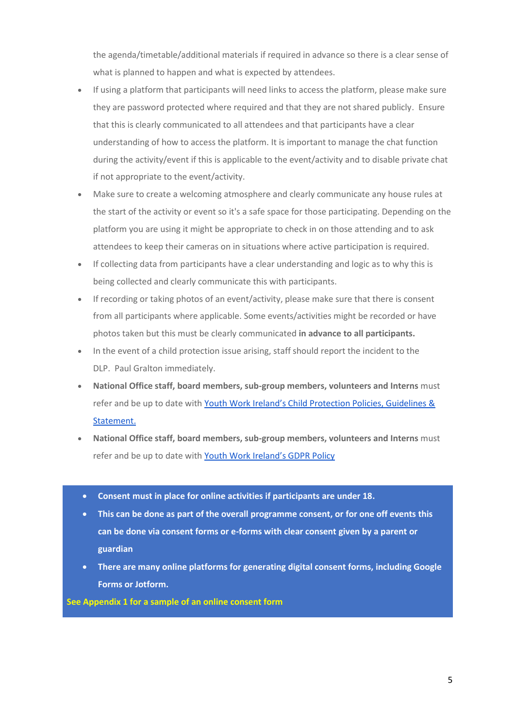the agenda/timetable/additional materials if required in advance so there is a clear sense of what is planned to happen and what is expected by attendees.

- If using a platform that participants will need links to access the platform, please make sure they are password protected where required and that they are not shared publicly. Ensure that this is clearly communicated to all attendees and that participants have a clear understanding of how to access the platform. It is important to manage the chat function during the activity/event if this is applicable to the event/activity and to disable private chat if not appropriate to the event/activity.
- Make sure to create a welcoming atmosphere and clearly communicate any house rules at the start of the activity or event so it's a safe space for those participating. Depending on the platform you are using it might be appropriate to check in on those attending and to ask attendees to keep their cameras on in situations where active participation is required.
- If collecting data from participants have a clear understanding and logic as to why this is being collected and clearly communicate this with participants.
- If recording or taking photos of an event/activity, please make sure that there is consent from all participants where applicable. Some events/activities might be recorded or have photos taken but this must be clearly communicated **in advance to all participants.**
- In the event of a child protection issue arising, staff should report the incident to the DLP. Paul Gralton immediately.
- **National Office staff, board members, sub-group members, volunteers and Interns** must refer and be up to date with [Youth Work Ireland's Child Protection Policies, Guidelines & Statement.]()
- **National Office staff, board members, sub-group members, volunteers and Interns** must refer and be up to date with [Youth Work Ireland's GDPR Policy]()

- **Consent must in place for online activities if participants are under 18.**
- **This can be done as part of the overall programme consent, or for one off events this can be done via consent forms or e-forms with clear consent given by a parent or guardian**
- **There are many online platforms for generating digital consent forms, including Google Forms or Jotform.**

**See Appendix 1 for a sample of an online consent form**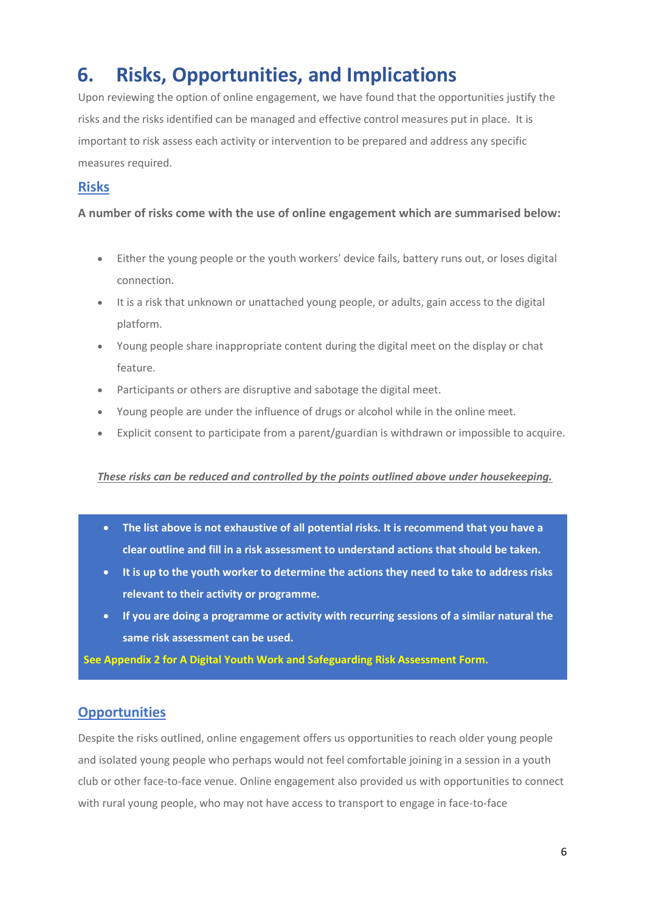# 6. Risks, Opportunities, and Implications

Upon reviewing the option of online engagement, we have found that the opportunities justify the risks and the risks identified can be managed and effective control measures put in place. It is important to risk assess each activity or intervention to be prepared and address any specific measures required.

## Risks

**A number of risks come with the use of online engagement which are summarised below:**

- Either the young people or the youth workers' device fails, battery runs out, or loses digital connection.
- It is a risk that unknown or unattached young people, or adults, gain access to the digital platform.
- Young people share inappropriate content during the digital meet on the display or chat feature.
- Participants or others are disruptive and sabotage the digital meet.
- Young people are under the influence of drugs or alcohol while in the online meet.
- Explicit consent to participate from a parent/guardian is withdrawn or impossible to acquire.

***These risks can be reduced and controlled by the points outlined above under housekeeping.***

- **The list above is not exhaustive of all potential risks. It is recommend that you have a clear outline and fill in a risk assessment to understand actions that should be taken.**
- **It is up to the youth worker to determine the actions they need to take to address risks relevant to their activity or programme.**
- **If you are doing a programme or activity with recurring sessions of a similar natural the same risk assessment can be used.**

**See Appendix 2 for A Digital Youth Work and Safeguarding Risk Assessment Form.**

## Opportunities

Despite the risks outlined, online engagement offers us opportunities to reach older young people and isolated young people who perhaps would not feel comfortable joining in a session in a youth club or other face-to-face venue. Online engagement also provided us with opportunities to connect with rural young people, who may not have access to transport to engage in face-to-face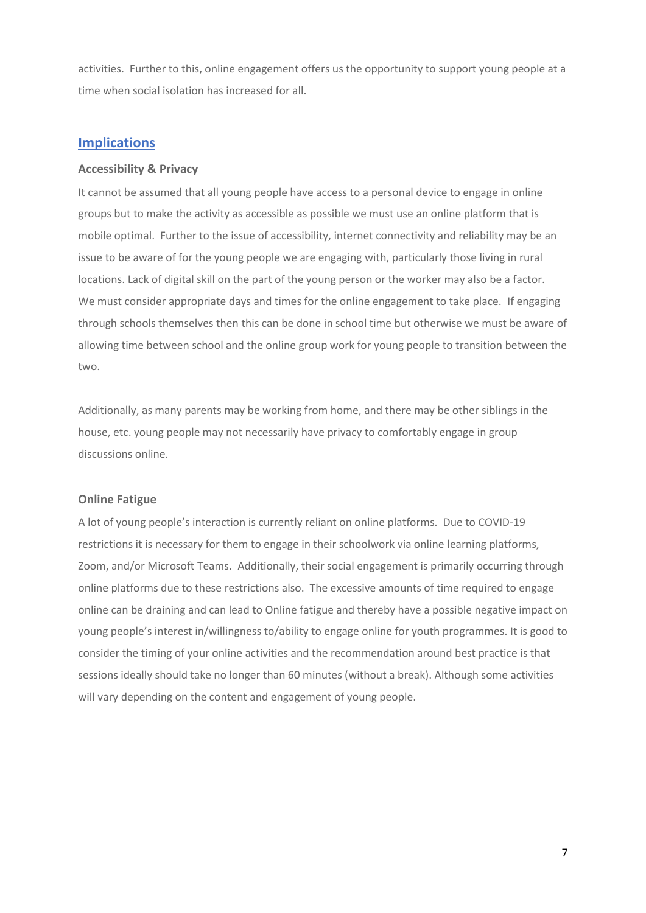activities. Further to this, online engagement offers us the opportunity to support young people at a time when social isolation has increased for all.

## Implications

### Accessibility & Privacy

It cannot be assumed that all young people have access to a personal device to engage in online groups but to make the activity as accessible as possible we must use an online platform that is mobile optimal. Further to the issue of accessibility, internet connectivity and reliability may be an issue to be aware of for the young people we are engaging with, particularly those living in rural locations. Lack of digital skill on the part of the young person or the worker may also be a factor. We must consider appropriate days and times for the online engagement to take place. If engaging through schools themselves then this can be done in school time but otherwise we must be aware of allowing time between school and the online group work for young people to transition between the two.

Additionally, as many parents may be working from home, and there may be other siblings in the house, etc. young people may not necessarily have privacy to comfortably engage in group discussions online.

### Online Fatigue

A lot of young people's interaction is currently reliant on online platforms. Due to COVID-19 restrictions it is necessary for them to engage in their schoolwork via online learning platforms, Zoom, and/or Microsoft Teams. Additionally, their social engagement is primarily occurring through online platforms due to these restrictions also. The excessive amounts of time required to engage online can be draining and can lead to Online fatigue and thereby have a possible negative impact on young people's interest in/willingness to/ability to engage online for youth programmes. It is good to consider the timing of your online activities and the recommendation around best practice is that sessions ideally should take no longer than 60 minutes (without a break). Although some activities will vary depending on the content and engagement of young people.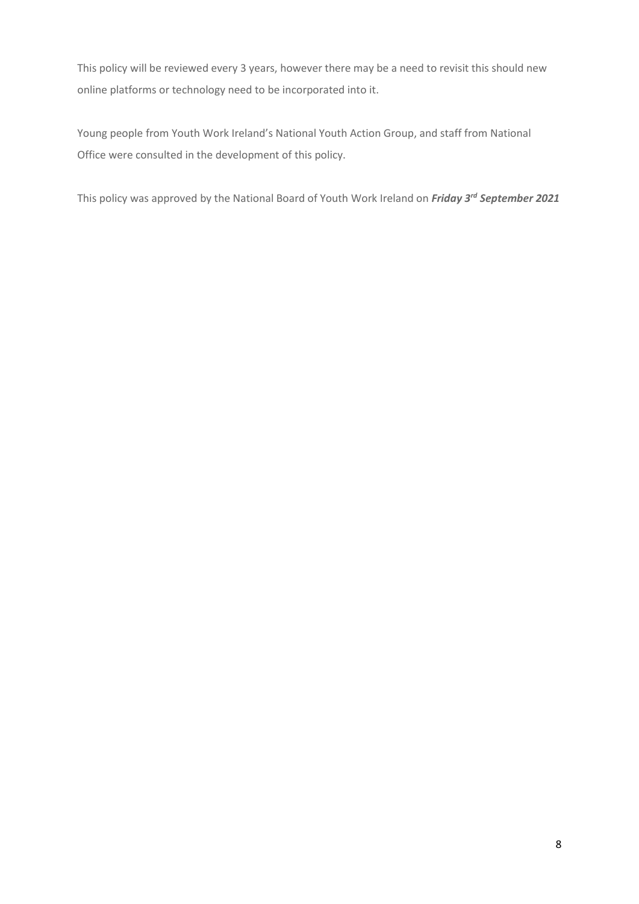This policy will be reviewed every 3 years, however there may be a need to revisit this should new online platforms or technology need to be incorporated into it.

Young people from Youth Work Ireland's National Youth Action Group, and staff from National Office were consulted in the development of this policy.

This policy was approved by the National Board of Youth Work Ireland on ***Friday 3rd September 2021***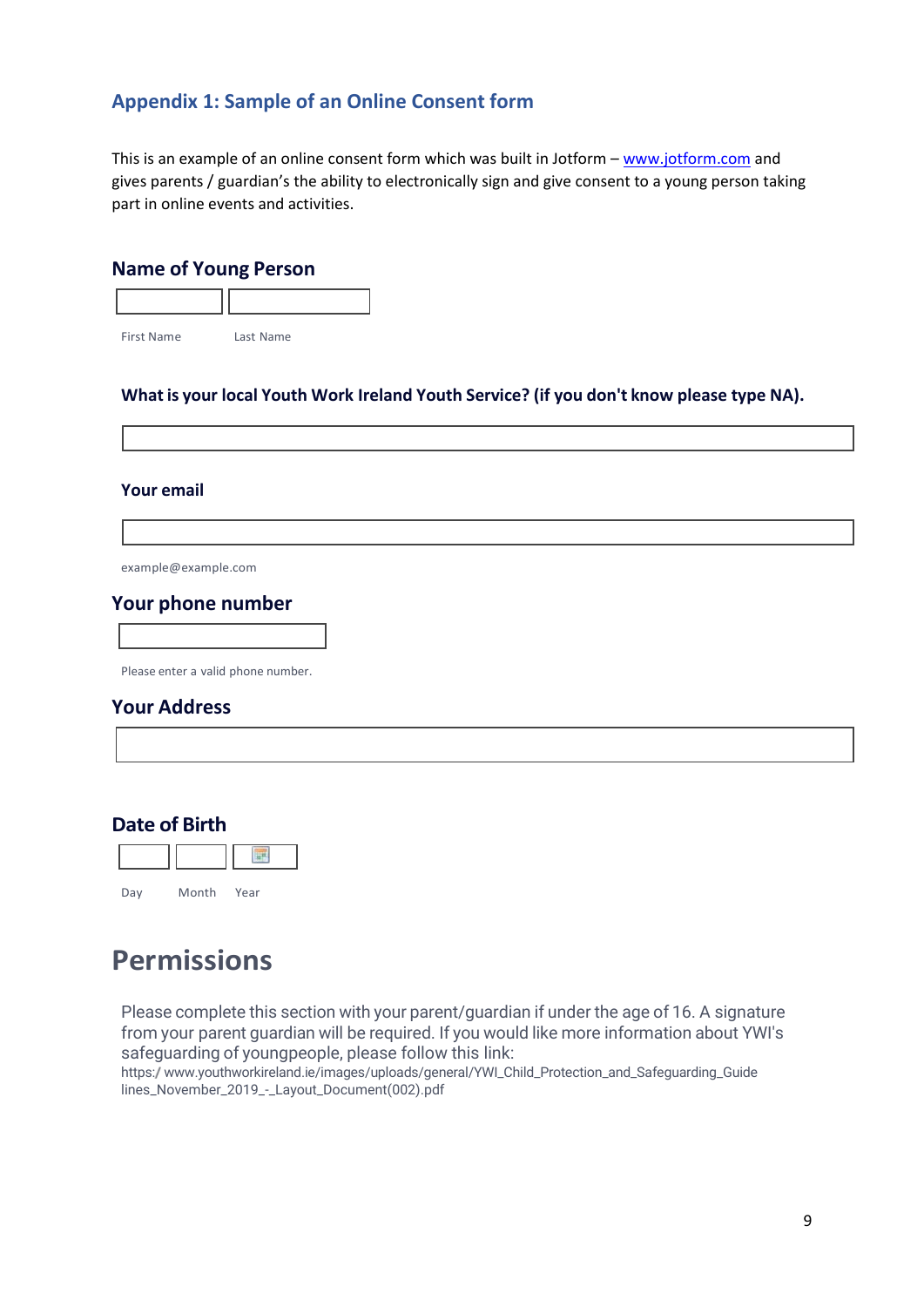## Appendix 1: Sample of an Online Consent form

This is an example of an online consent form which was built in Jotform – www.jotform.com and gives parents / guardian's the ability to electronically sign and give consent to a young person taking part in online events and activities.

### Name of Young Person

First Name Last Name

**What is your local Youth Work Ireland Youth Service? (if you don't know please type NA).**

**Your email**

example@example.com

### Your phone number

Please enter a valid phone number.

### Your Address

### Date of Birth

Day Month Year

# Permissions

Please complete this section with your parent/guardian if under the age of 16. A signature from your parent guardian will be required. If you would like more information about YWI's safeguarding of youngpeople, please follow this link:
https:/ www.youthworkireland.ie/images/uploads/general/YWI_Child_Protection_and_Safeguarding_Guidelines_November_2019_-_Layout_Document(002).pdf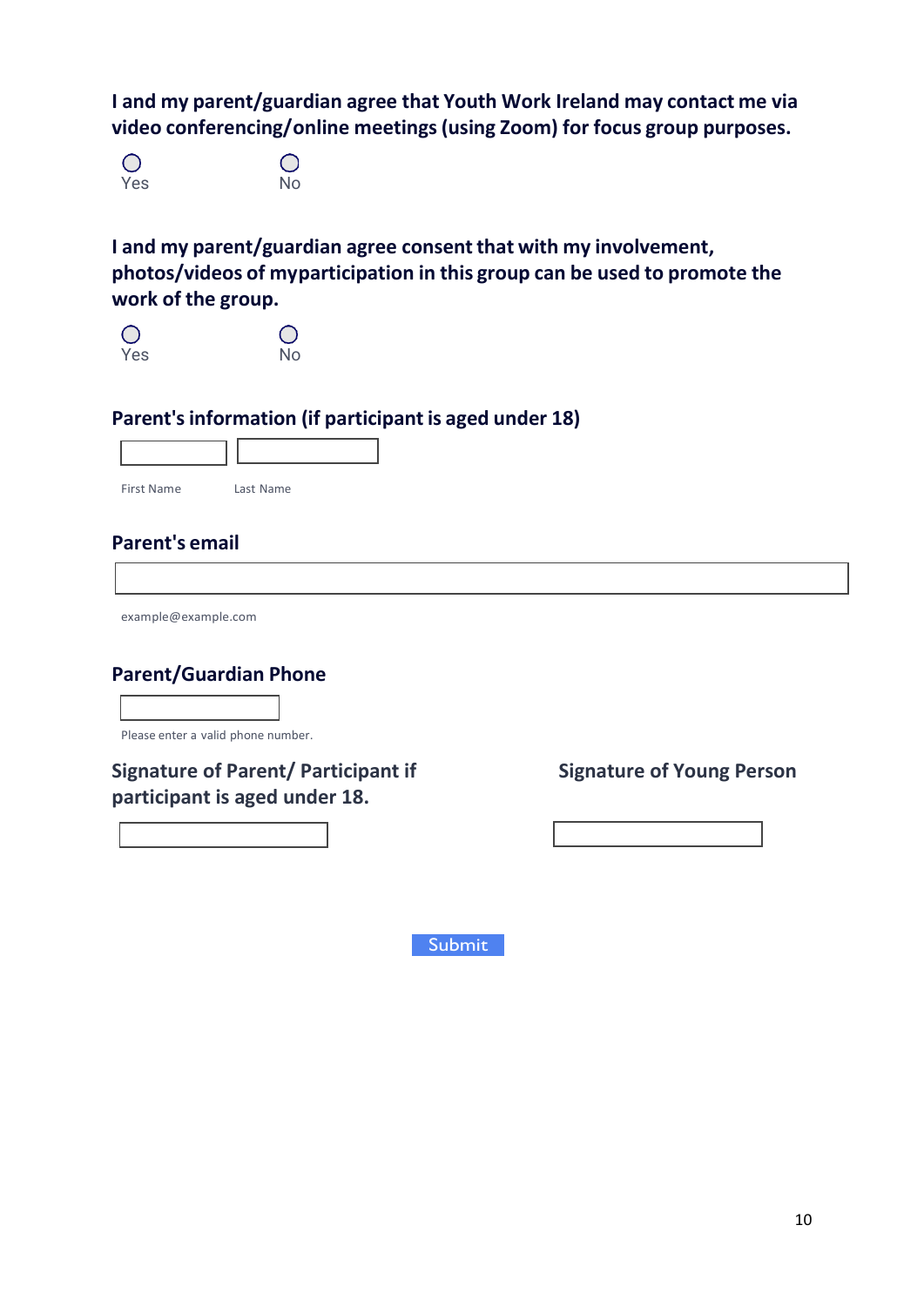**I and my parent/guardian agree that Youth Work Ireland may contact me via video conferencing/online meetings (using Zoom) for focus group purposes.**

○ Yes ○ No

**I and my parent/guardian agree consent that with my involvement, photos/videos of myparticipation in this group can be used to promote the work of the group.**

○ Yes ○ No

**Parent's information (if participant is aged under 18)**

First Name ______ Last Name ______

**Parent's email**

______

example@example.com

**Parent/Guardian Phone**

______

Please enter a valid phone number.

**Signature of Parent/ Participant if participant is aged under 18.**

______

**Signature of Young Person**

______

Submit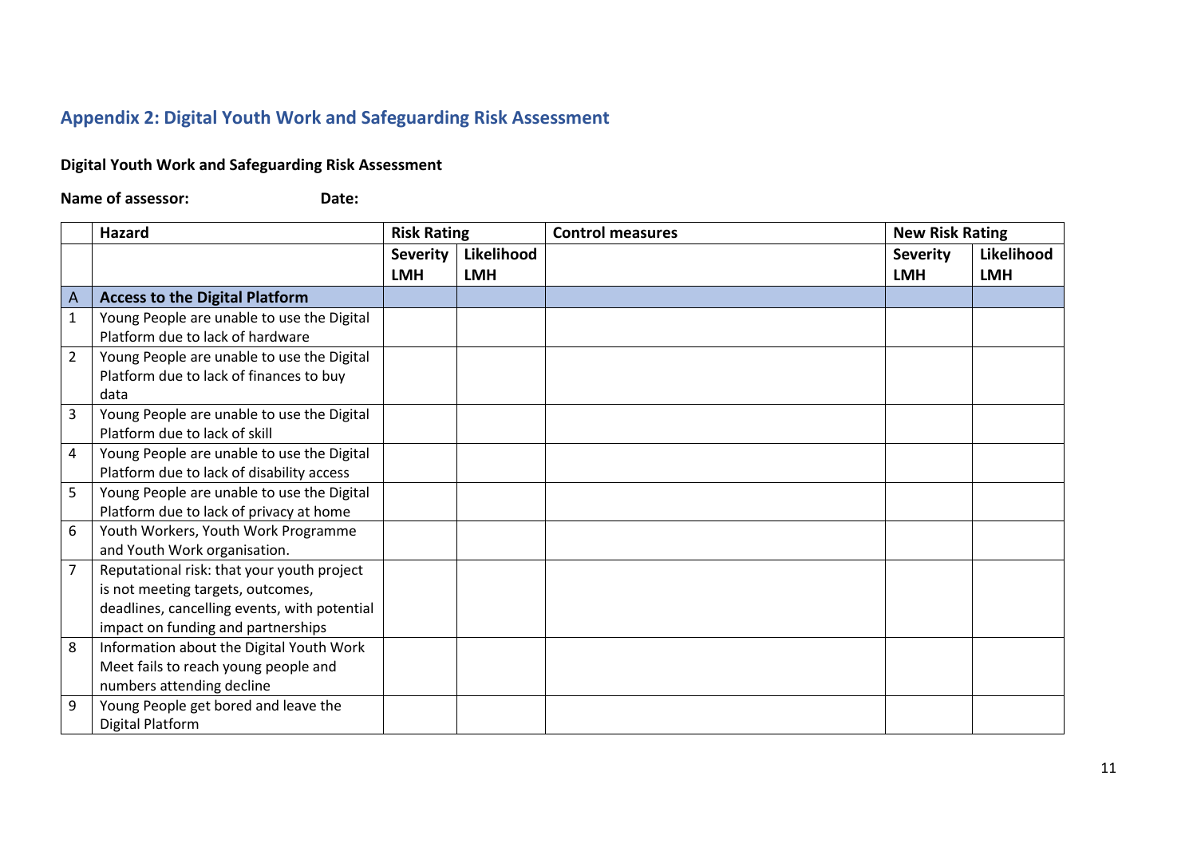## Appendix 2: Digital Youth Work and Safeguarding Risk Assessment

**Digital Youth Work and Safeguarding Risk Assessment**

**Name of assessor:** **Date:**

| | Hazard | Risk Rating | | Control measures | New Risk Rating | |
|---|---|---|---|---|---|---|
| | | **Severity LMH** | **Likelihood LMH** | | **Severity LMH** | **Likelihood LMH** |
| A | **Access to the Digital Platform** | | | | | |
| 1 | Young People are unable to use the Digital Platform due to lack of hardware | | | | | |
| 2 | Young People are unable to use the Digital Platform due to lack of finances to buy data | | | | | |
| 3 | Young People are unable to use the Digital Platform due to lack of skill | | | | | |
| 4 | Young People are unable to use the Digital Platform due to lack of disability access | | | | | |
| 5 | Young People are unable to use the Digital Platform due to lack of privacy at home | | | | | |
| 6 | Youth Workers, Youth Work Programme and Youth Work organisation. | | | | | |
| 7 | Reputational risk: that your youth project is not meeting targets, outcomes, deadlines, cancelling events, with potential impact on funding and partnerships | | | | | |
| 8 | Information about the Digital Youth Work Meet fails to reach young people and numbers attending decline | | | | | |
| 9 | Young People get bored and leave the Digital Platform | | | | | |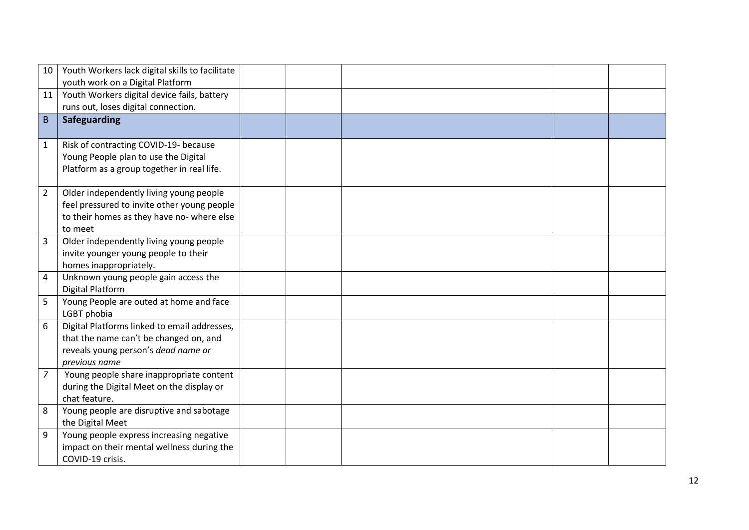| | | | | | | |
|---|---|---|---|---|---|---|
| 10 | Youth Workers lack digital skills to facilitate youth work on a Digital Platform | | | | | |
| 11 | Youth Workers digital device fails, battery runs out, loses digital connection. | | | | | |
| B | **Safeguarding** | | | | | |
| 1 | Risk of contracting COVID-19- because Young People plan to use the Digital Platform as a group together in real life. | | | | | |
| 2 | Older independently living young people feel pressured to invite other young people to their homes as they have no- where else to meet | | | | | |
| 3 | Older independently living young people invite younger young people to their homes inappropriately. | | | | | |
| 4 | Unknown young people gain access the Digital Platform | | | | | |
| 5 | Young People are outed at home and face LGBT phobia | | | | | |
| 6 | Digital Platforms linked to email addresses, that the name can't be changed on, and reveals young person's *dead name or previous name* | | | | | |
| 7 | Young people share inappropriate content during the Digital Meet on the display or chat feature. | | | | | |
| 8 | Young people are disruptive and sabotage the Digital Meet | | | | | |
| 9 | Young people express increasing negative impact on their mental wellness during the COVID-19 crisis. | | | | | |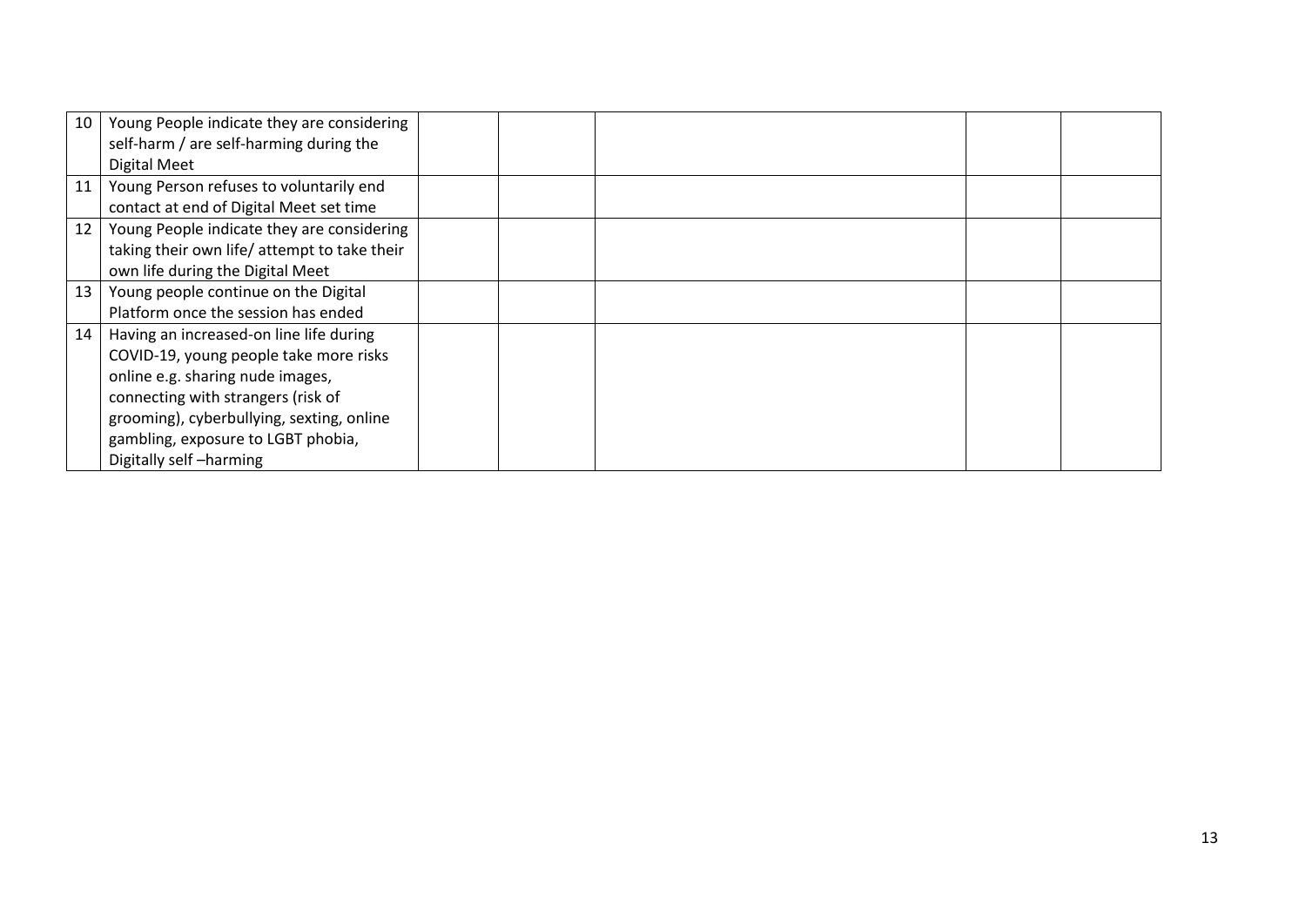| | | | | | | |
|---|---|---|---|---|---|---|
| 10 | Young People indicate they are considering self-harm / are self-harming during the Digital Meet | | | | | |
| 11 | Young Person refuses to voluntarily end contact at end of Digital Meet set time | | | | | |
| 12 | Young People indicate they are considering taking their own life/ attempt to take their own life during the Digital Meet | | | | | |
| 13 | Young people continue on the Digital Platform once the session has ended | | | | | |
| 14 | Having an increased-on line life during COVID-19, young people take more risks online e.g. sharing nude images, connecting with strangers (risk of grooming), cyberbullying, sexting, online gambling, exposure to LGBT phobia, Digitally self –harming | | | | | |